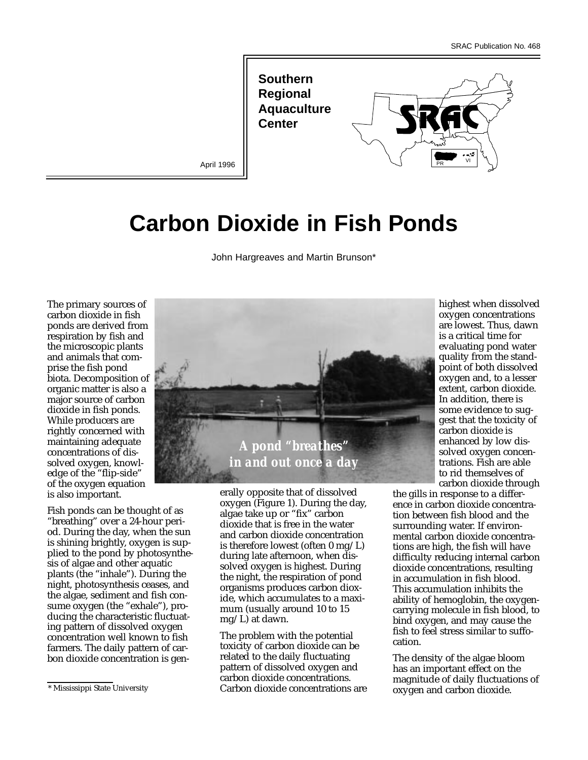SRAC Publication No. 468

**Southern Regional Aquaculture Center**

April 1996

# Carbon Dioxide in Fish Ponds

John Hargreaves and Martin Brunson*

The primary sources of carbon dioxide in fish ponds are derived from respiration by fish and the microscopic plants and animals that comprise the fish pond biota. Decomposition of organic matter is also a major source of carbon dioxide in fish ponds. While producers are rightly concerned with maintaining adequate concentrations of dissolved oxygen, knowledge of the "flip-side" of the oxygen equation is also important.

*A pond "breathes" in and out once a day*

Fish ponds can be thought of as "breathing" over a 24-hour period. During the day, when the sun is shining brightly, oxygen is supplied to the pond by photosynthesis of algae and other aquatic plants (the "inhale"). During the night, photosynthesis ceases, and the algae, sediment and fish consume oxygen (the "exhale"), producing the characteristic fluctuating pattern of dissolved oxygen concentration well known to fish farmers. The daily pattern of carbon dioxide concentration is generally opposite that of dissolved oxygen (Figure 1). During the day, algae take up or "fix" carbon dioxide that is free in the water and carbon dioxide concentration is therefore lowest (often 0 mg/L) during late afternoon, when dissolved oxygen is highest. During the night, the respiration of pond organisms produces carbon dioxide, which accumulates to a maximum (usually around 10 to 15 mg/L) at dawn.

The problem with the potential toxicity of carbon dioxide can be related to the daily fluctuating pattern of dissolved oxygen and carbon dioxide concentrations. Carbon dioxide concentrations are highest when dissolved oxygen concentrations are lowest. Thus, dawn is a critical time for evaluating pond water quality from the standpoint of both dissolved oxygen and, to a lesser extent, carbon dioxide. In addition, there is some evidence to suggest that the toxicity of carbon dioxide is enhanced by low dissolved oxygen concentrations. Fish are able to rid themselves of carbon dioxide through the gills in response to a difference in carbon dioxide concentration between fish blood and the surrounding water. If environmental carbon dioxide concentrations are high, the fish will have difficulty reducing internal carbon dioxide concentrations, resulting in accumulation in fish blood. This accumulation inhibits the ability of hemoglobin, the oxygen-carrying molecule in fish blood, to bind oxygen, and may cause the fish to feel stress similar to suffocation.

The density of the algae bloom has an important effect on the magnitude of daily fluctuations of oxygen and carbon dioxide.

*Mississippi State University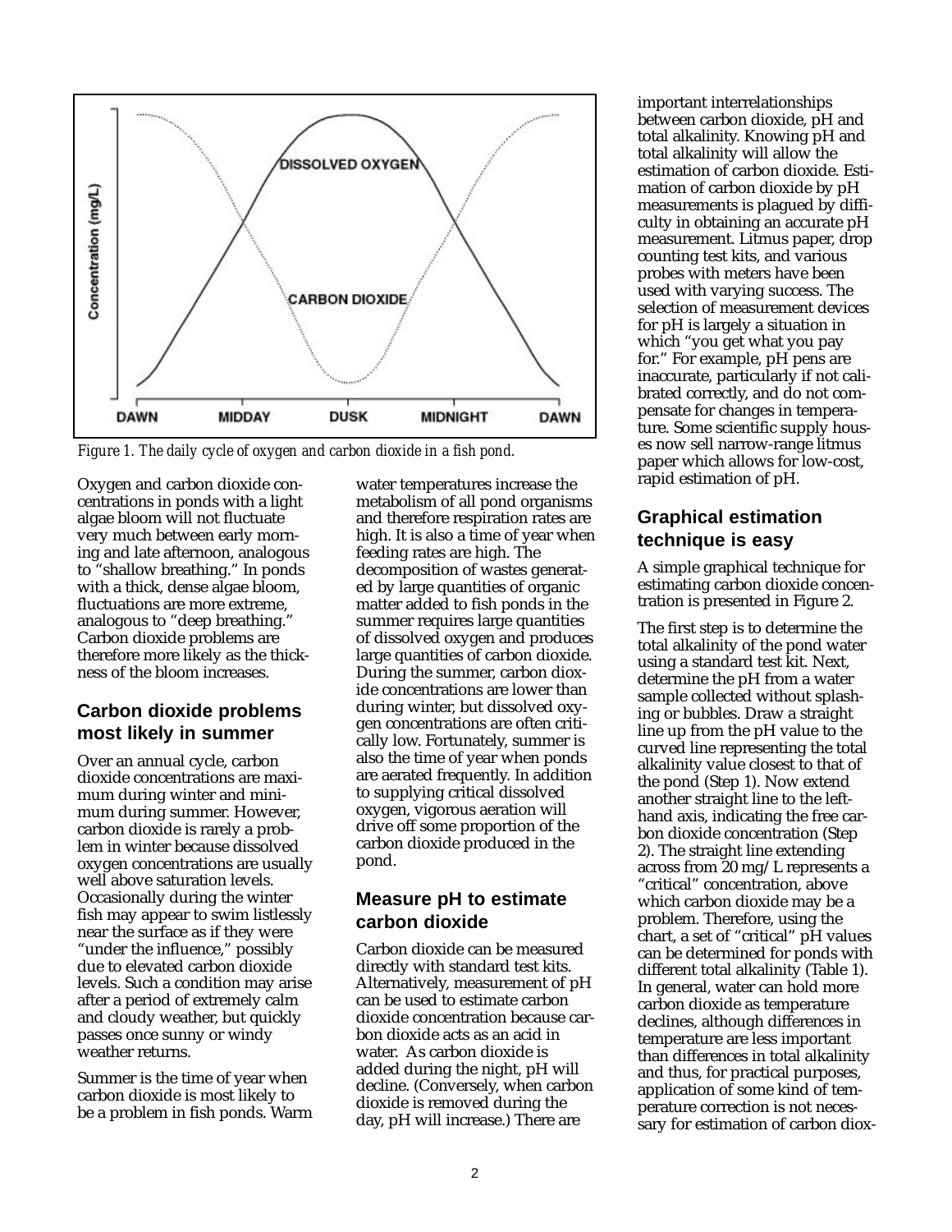*Figure 1. The daily cycle of oxygen and carbon dioxide in a fish pond.*

Oxygen and carbon dioxide concentrations in ponds with a light algae bloom will not fluctuate very much between early morning and late afternoon, analogous to "shallow breathing." In ponds with a thick, dense algae bloom, fluctuations are more extreme, analogous to "deep breathing." Carbon dioxide problems are therefore more likely as the thickness of the bloom increases.

## Carbon dioxide problems most likely in summer

Over an annual cycle, carbon dioxide concentrations are maximum during winter and minimum during summer. However, carbon dioxide is rarely a problem in winter because dissolved oxygen concentrations are usually well above saturation levels. Occasionally during the winter fish may appear to swim listlessly near the surface as if they were "under the influence," possibly due to elevated carbon dioxide levels. Such a condition may arise after a period of extremely calm and cloudy weather, but quickly passes once sunny or windy weather returns.

Summer is the time of year when carbon dioxide is most likely to be a problem in fish ponds. Warm water temperatures increase the metabolism of all pond organisms and therefore respiration rates are high. It is also a time of year when feeding rates are high. The decomposition of wastes generated by large quantities of organic matter added to fish ponds in the summer requires large quantities of dissolved oxygen and produces large quantities of carbon dioxide. During the summer, carbon dioxide concentrations are lower than during winter, but dissolved oxygen concentrations are often critically low. Fortunately, summer is also the time of year when ponds are aerated frequently. In addition to supplying critical dissolved oxygen, vigorous aeration will drive off some proportion of the carbon dioxide produced in the pond.

## Measure pH to estimate carbon dioxide

Carbon dioxide can be measured directly with standard test kits. Alternatively, measurement of pH can be used to estimate carbon dioxide concentration because carbon dioxide acts as an acid in water. As carbon dioxide is added during the night, pH will decline. (Conversely, when carbon dioxide is removed during the day, pH will increase.) There are important interrelationships between carbon dioxide, pH and total alkalinity. Knowing pH and total alkalinity will allow the estimation of carbon dioxide. Estimation of carbon dioxide by pH measurements is plagued by difficulty in obtaining an accurate pH measurement. Litmus paper, drop counting test kits, and various probes with meters have been used with varying success. The selection of measurement devices for pH is largely a situation in which "you get what you pay for." For example, pH pens are inaccurate, particularly if not calibrated correctly, and do not compensate for changes in temperature. Some scientific supply houses now sell narrow-range litmus paper which allows for low-cost, rapid estimation of pH.

## Graphical estimation technique is easy

A simple graphical technique for estimating carbon dioxide concentration is presented in Figure 2.

The first step is to determine the total alkalinity of the pond water using a standard test kit. Next, determine the pH from a water sample collected without splashing or bubbles. Draw a straight line up from the pH value to the curved line representing the total alkalinity value closest to that of the pond (Step 1). Now extend another straight line to the left-hand axis, indicating the free carbon dioxide concentration (Step 2). The straight line extending across from 20 mg/L represents a "critical" concentration, above which carbon dioxide may be a problem. Therefore, using the chart, a set of "critical" pH values can be determined for ponds with different total alkalinity (Table 1). In general, water can hold more carbon dioxide as temperature declines, although differences in temperature are less important than differences in total alkalinity and thus, for practical purposes, application of some kind of temperature correction is not necessary for estimation of carbon diox-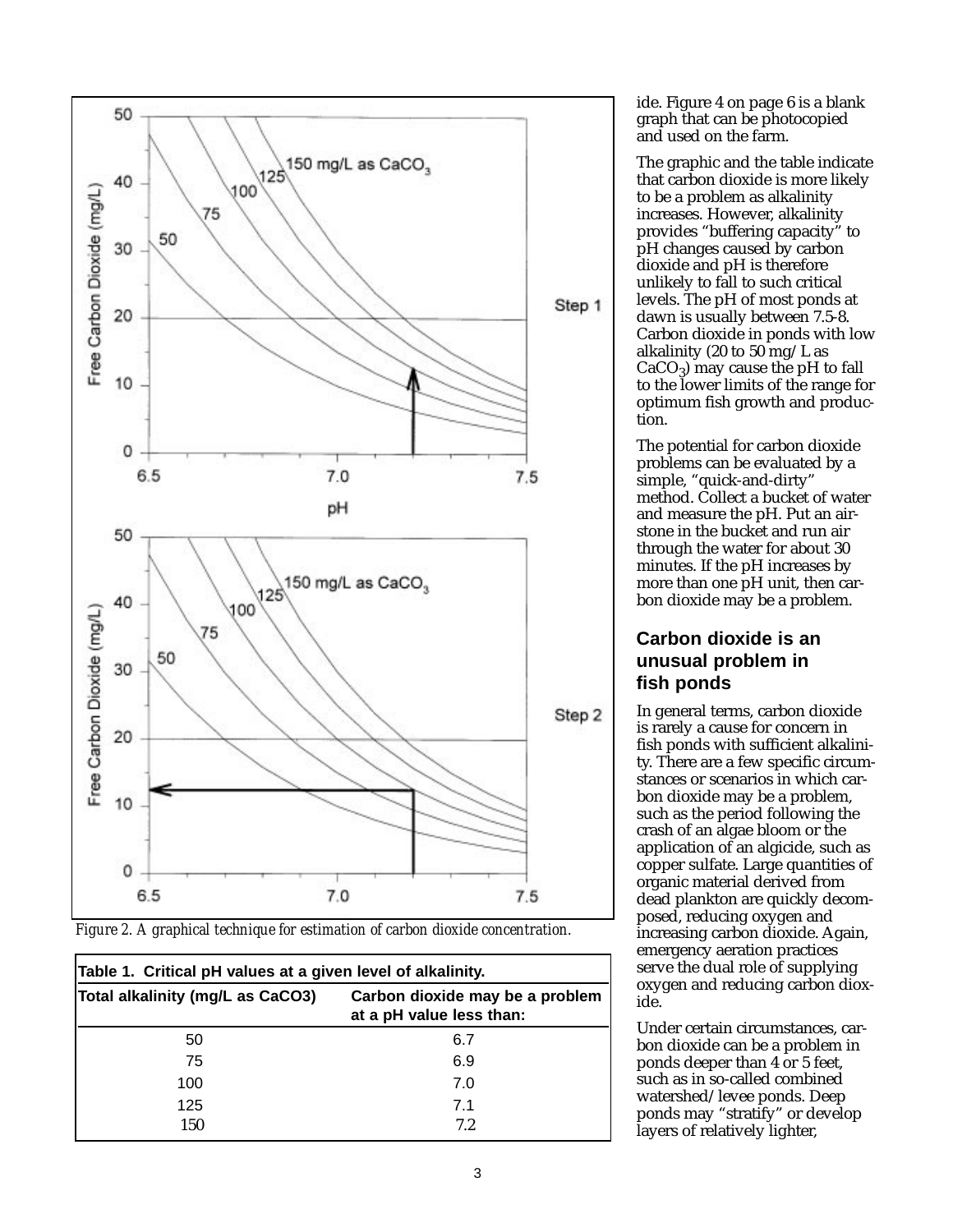*Figure 2. A graphical technique for estimation of carbon dioxide concentration.*

| Table 1. Critical pH values at a given level of alkalinity. | |
|---|---|
| **Total alkalinity (mg/L as $CaCO_3$)** | **Carbon dioxide may be a problem at a pH value less than:** |
| 50 | 6.7 |
| 75 | 6.9 |
| 100 | 7.0 |
| 125 | 7.1 |
| 150 | 7.2 |

ide. Figure 4 on page 6 is a blank graph that can be photocopied and used on the farm.

The graphic and the table indicate that carbon dioxide is more likely to be a problem as alkalinity increases. However, alkalinity provides "buffering capacity" to pH changes caused by carbon dioxide and pH is therefore unlikely to fall to such critical levels. The pH of most ponds at dawn is usually between 7.5-8. Carbon dioxide in ponds with low alkalinity (20 to 50 mg/L as $CaCO_3$) may cause the pH to fall to the lower limits of the range for optimum fish growth and production.

The potential for carbon dioxide problems can be evaluated by a simple, "quick-and-dirty" method. Collect a bucket of water and measure the pH. Put an airstone in the bucket and run air through the water for about 30 minutes. If the pH increases by more than one pH unit, then carbon dioxide may be a problem.

## Carbon dioxide is an unusual problem in fish ponds

In general terms, carbon dioxide is rarely a cause for concern in fish ponds with sufficient alkalinity. There are a few specific circumstances or scenarios in which carbon dioxide may be a problem, such as the period following the crash of an algae bloom or the application of an algicide, such as copper sulfate. Large quantities of organic material derived from dead plankton are quickly decomposed, reducing oxygen and increasing carbon dioxide. Again, emergency aeration practices serve the dual role of supplying oxygen and reducing carbon dioxide.

Under certain circumstances, carbon dioxide can be a problem in ponds deeper than 4 or 5 feet, such as in so-called combined watershed/levee ponds. Deep ponds may "stratify" or develop layers of relatively lighter,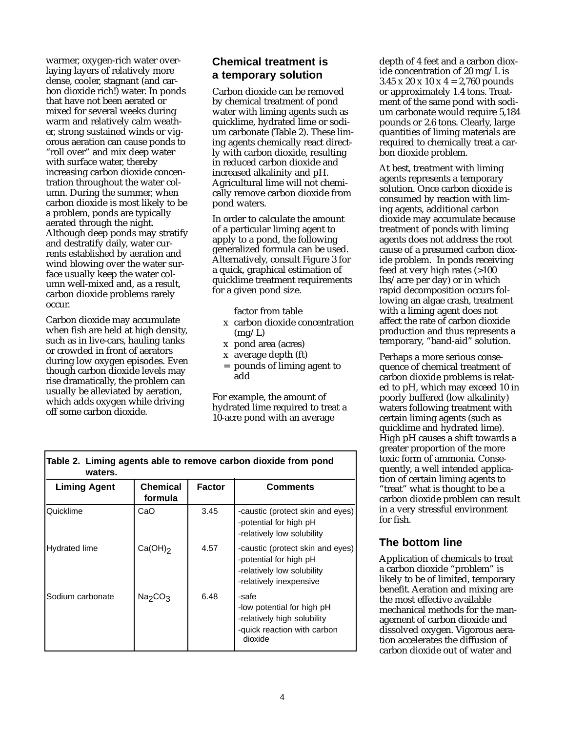warmer, oxygen-rich water overlaying layers of relatively more dense, cooler, stagnant (and carbon dioxide rich!) water. In ponds that have not been aerated or mixed for several weeks during warm and relatively calm weather, strong sustained winds or vigorous aeration can cause ponds to "roll over" and mix deep water with surface water, thereby increasing carbon dioxide concentration throughout the water column. During the summer, when carbon dioxide is most likely to be a problem, ponds are typically aerated through the night. Although deep ponds may stratify and destratify daily, water currents established by aeration and wind blowing over the water surface usually keep the water column well-mixed and, as a result, carbon dioxide problems rarely occur.

Carbon dioxide may accumulate when fish are held at high density, such as in live-cars, hauling tanks or crowded in front of aerators during low oxygen episodes. Even though carbon dioxide levels may rise dramatically, the problem can usually be alleviated by aeration, which adds oxygen while driving off some carbon dioxide.

## Chemical treatment is a temporary solution

Carbon dioxide can be removed by chemical treatment of pond water with liming agents such as quicklime, hydrated lime or sodium carbonate (Table 2). These liming agents chemically react directly with carbon dioxide, resulting in reduced carbon dioxide and increased alkalinity and pH. Agricultural lime will not chemically remove carbon dioxide from pond waters.

In order to calculate the amount of a particular liming agent to apply to a pond, the following generalized formula can be used. Alternatively, consult Figure 3 for a quick, graphical estimation of quicklime treatment requirements for a given pond size.

factor from table
x carbon dioxide concentration (mg/L)
x pond area (acres)
x average depth (ft)
= pounds of liming agent to add

For example, the amount of hydrated lime required to treat a 10-acre pond with an average depth of 4 feet and a carbon dioxide concentration of 20 mg/L is 3.45 x 20 x 10 x 4 = 2,760 pounds or approximately 1.4 tons. Treatment of the same pond with sodium carbonate would require 5,184 pounds or 2.6 tons. Clearly, large quantities of liming materials are required to chemically treat a carbon dioxide problem.

At best, treatment with liming agents represents a temporary solution. Once carbon dioxide is consumed by reaction with liming agents, additional carbon dioxide may accumulate because treatment of ponds with liming agents does not address the root cause of a presumed carbon dioxide problem. In ponds receiving feed at very high rates (>100 lbs/acre per day) or in which rapid decomposition occurs following an algae crash, treatment with a liming agent does not affect the rate of carbon dioxide production and thus represents a temporary, "band-aid" solution.

Perhaps a more serious consequence of chemical treatment of carbon dioxide problems is related to pH, which may exceed 10 in poorly buffered (low alkalinity) waters following treatment with certain liming agents (such as quicklime and hydrated lime). High pH causes a shift towards a greater proportion of the more toxic form of ammonia. Consequently, a well intended application of certain liming agents to "treat" what is thought to be a carbon dioxide problem can result in a very stressful environment for fish.

**Table 2. Liming agents able to remove carbon dioxide from pond waters.**

| Liming Agent | Chemical formula | Factor | Comments |
|---|---|---|---|
| Quicklime | $CaO$ | 3.45 | -caustic (protect skin and eyes)<br>-potential for high pH<br>-relatively low solubility |
| Hydrated lime | $Ca(OH)_2$ | 4.57 | -caustic (protect skin and eyes)<br>-potential for high pH<br>-relatively low solubility<br>-relatively inexpensive |
| Sodium carbonate | $Na_2CO_3$ | 6.48 | -safe<br>-low potential for high pH<br>-relatively high solubility<br>-quick reaction with carbon dioxide |

## The bottom line

Application of chemicals to treat a carbon dioxide "problem" is likely to be of limited, temporary benefit. Aeration and mixing are the most effective available mechanical methods for the management of carbon dioxide and dissolved oxygen. Vigorous aeration accelerates the diffusion of carbon dioxide out of water and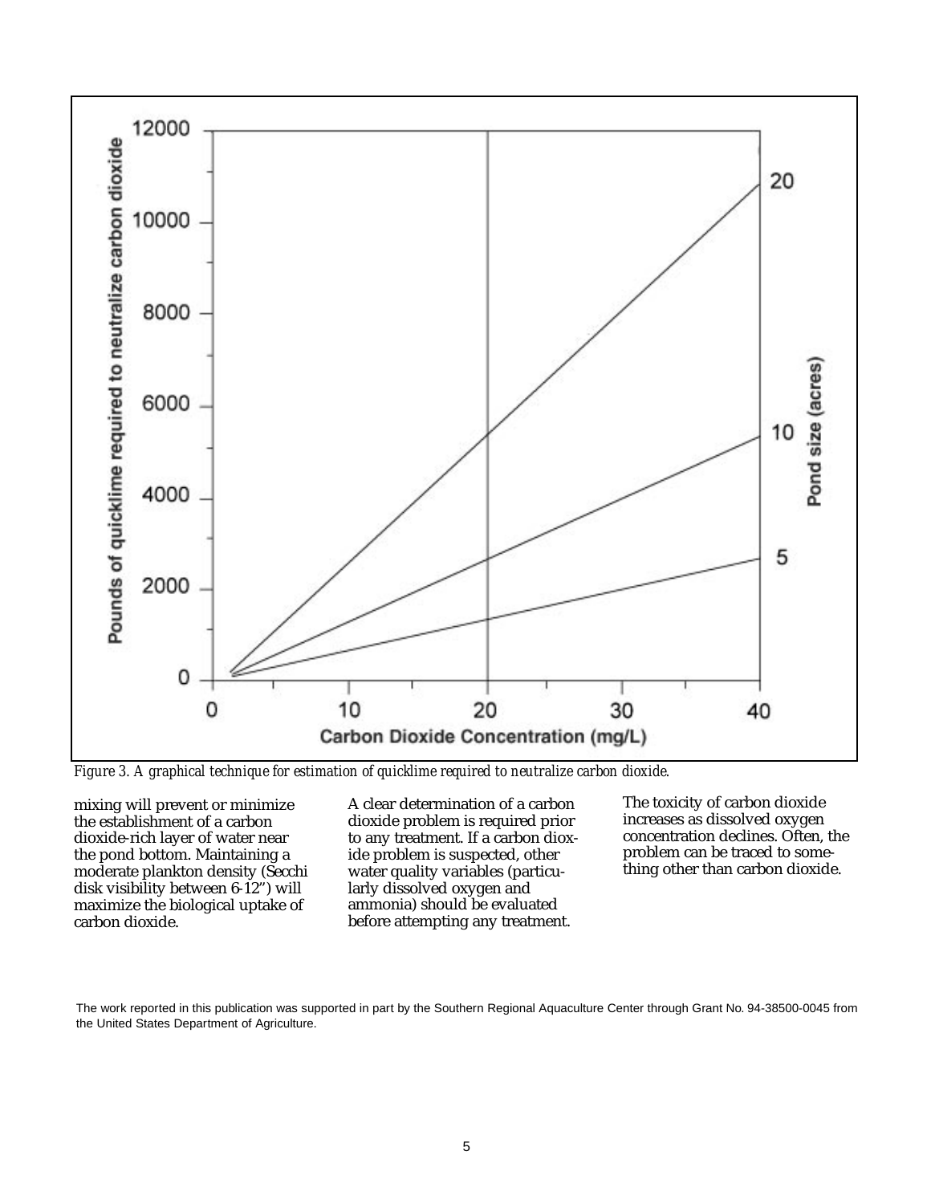*Figure 3. A graphical technique for estimation of quicklime required to neutralize carbon dioxide.*

mixing will prevent or minimize the establishment of a carbon dioxide-rich layer of water near the pond bottom. Maintaining a moderate plankton density (Secchi disk visibility between 6-12") will maximize the biological uptake of carbon dioxide.

A clear determination of a carbon dioxide problem is required prior to any treatment. If a carbon dioxide problem is suspected, other water quality variables (particularly dissolved oxygen and ammonia) should be evaluated before attempting any treatment.

The toxicity of carbon dioxide increases as dissolved oxygen concentration declines. Often, the problem can be traced to something other than carbon dioxide.

The work reported in this publication was supported in part by the Southern Regional Aquaculture Center through Grant No. 94-38500-0045 from the United States Department of Agriculture.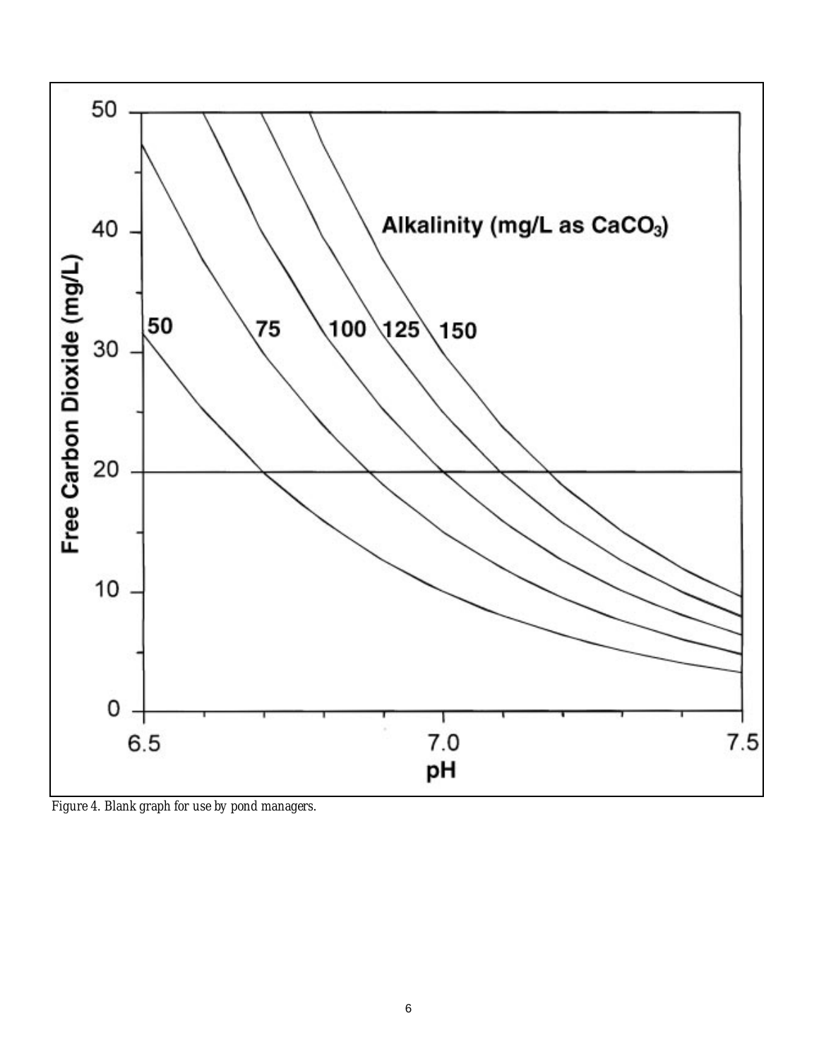Alkalinity (mg/L as $CaCO_3$)

50

75

100

125

150

Free Carbon Dioxide (mg/L)

0

10

20

30

40

50

pH

6.5

7.0

7.5

*Figure 4. Blank graph for use by pond managers.*